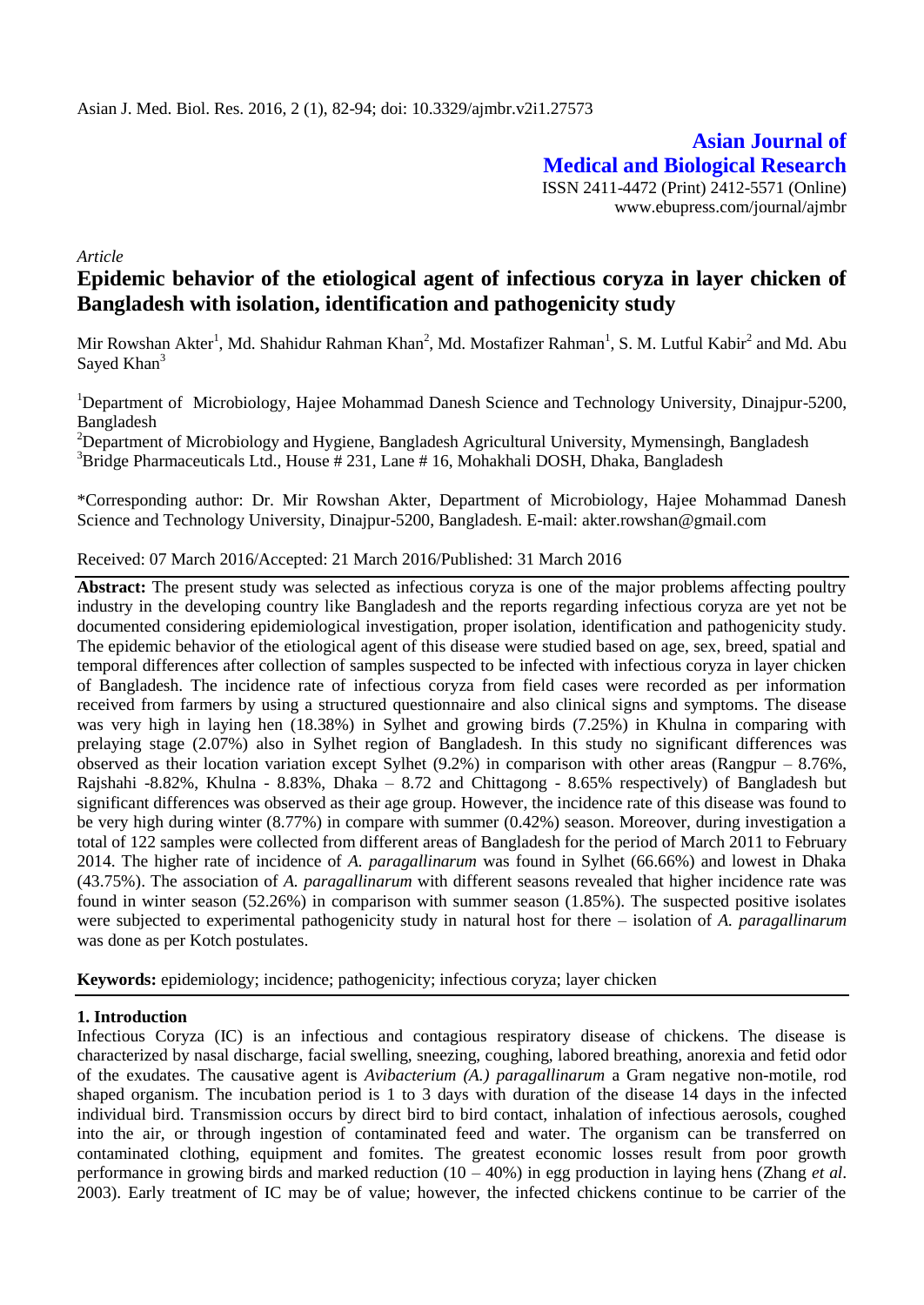**Asian Journal of Medical and Biological Research**

ISSN 2411-4472 (Print) 2412-5571 (Online)
www.ebupress.com/journal/ajmbr

*Article*

# Epidemic behavior of the etiological agent of infectious coryza in layer chicken of Bangladesh with isolation, identification and pathogenicity study

Mir Rowshan Akter[1], Md. Shahidur Rahman Khan[2], Md. Mostafizer Rahman[1], S. M. Lutful Kabir[2] and Md. Abu Sayed Khan[3]

[1]Department of Microbiology, Hajee Mohammad Danesh Science and Technology University, Dinajpur-5200, Bangladesh

[2]Department of Microbiology and Hygiene, Bangladesh Agricultural University, Mymensingh, Bangladesh

[3]Bridge Pharmaceuticals Ltd., House # 231, Lane # 16, Mohakhali DOSH, Dhaka, Bangladesh

*Corresponding author: Dr. Mir Rowshan Akter, Department of Microbiology, Hajee Mohammad Danesh Science and Technology University, Dinajpur-5200, Bangladesh. E-mail: akter.rowshan@gmail.com

Received: 07 March 2016/Accepted: 21 March 2016/Published: 31 March 2016

**Abstract:** The present study was selected as infectious coryza is one of the major problems affecting poultry industry in the developing country like Bangladesh and the reports regarding infectious coryza are yet not be documented considering epidemiological investigation, proper isolation, identification and pathogenicity study. The epidemic behavior of the etiological agent of this disease were studied based on age, sex, breed, spatial and temporal differences after collection of samples suspected to be infected with infectious coryza in layer chicken of Bangladesh. The incidence rate of infectious coryza from field cases were recorded as per information received from farmers by using a structured questionnaire and also clinical signs and symptoms. The disease was very high in laying hen (18.38%) in Sylhet and growing birds (7.25%) in Khulna in comparing with prelaying stage (2.07%) also in Sylhet region of Bangladesh. In this study no significant differences was observed as their location variation except Sylhet (9.2%) in comparison with other areas (Rangpur – 8.76%, Rajshahi -8.82%, Khulna - 8.83%, Dhaka – 8.72 and Chittagong - 8.65% respectively) of Bangladesh but significant differences was observed as their age group. However, the incidence rate of this disease was found to be very high during winter (8.77%) in compare with summer (0.42%) season. Moreover, during investigation a total of 122 samples were collected from different areas of Bangladesh for the period of March 2011 to February 2014. The higher rate of incidence of *A. paragallinarum* was found in Sylhet (66.66%) and lowest in Dhaka (43.75%). The association of *A. paragallinarum* with different seasons revealed that higher incidence rate was found in winter season (52.26%) in comparison with summer season (1.85%). The suspected positive isolates were subjected to experimental pathogenicity study in natural host for there – isolation of *A. paragallinarum* was done as per Kotch postulates.

**Keywords:** epidemiology; incidence; pathogenicity; infectious coryza; layer chicken

## 1. Introduction

Infectious Coryza (IC) is an infectious and contagious respiratory disease of chickens. The disease is characterized by nasal discharge, facial swelling, sneezing, coughing, labored breathing, anorexia and fetid odor of the exudates. The causative agent is *Avibacterium (A.) paragallinarum* a Gram negative non-motile, rod shaped organism. The incubation period is 1 to 3 days with duration of the disease 14 days in the infected individual bird. Transmission occurs by direct bird to bird contact, inhalation of infectious aerosols, coughed into the air, or through ingestion of contaminated feed and water. The organism can be transferred on contaminated clothing, equipment and fomites. The greatest economic losses result from poor growth performance in growing birds and marked reduction (10 – 40%) in egg production in laying hens (Zhang *et al*. 2003). Early treatment of IC may be of value; however, the infected chickens continue to be carrier of the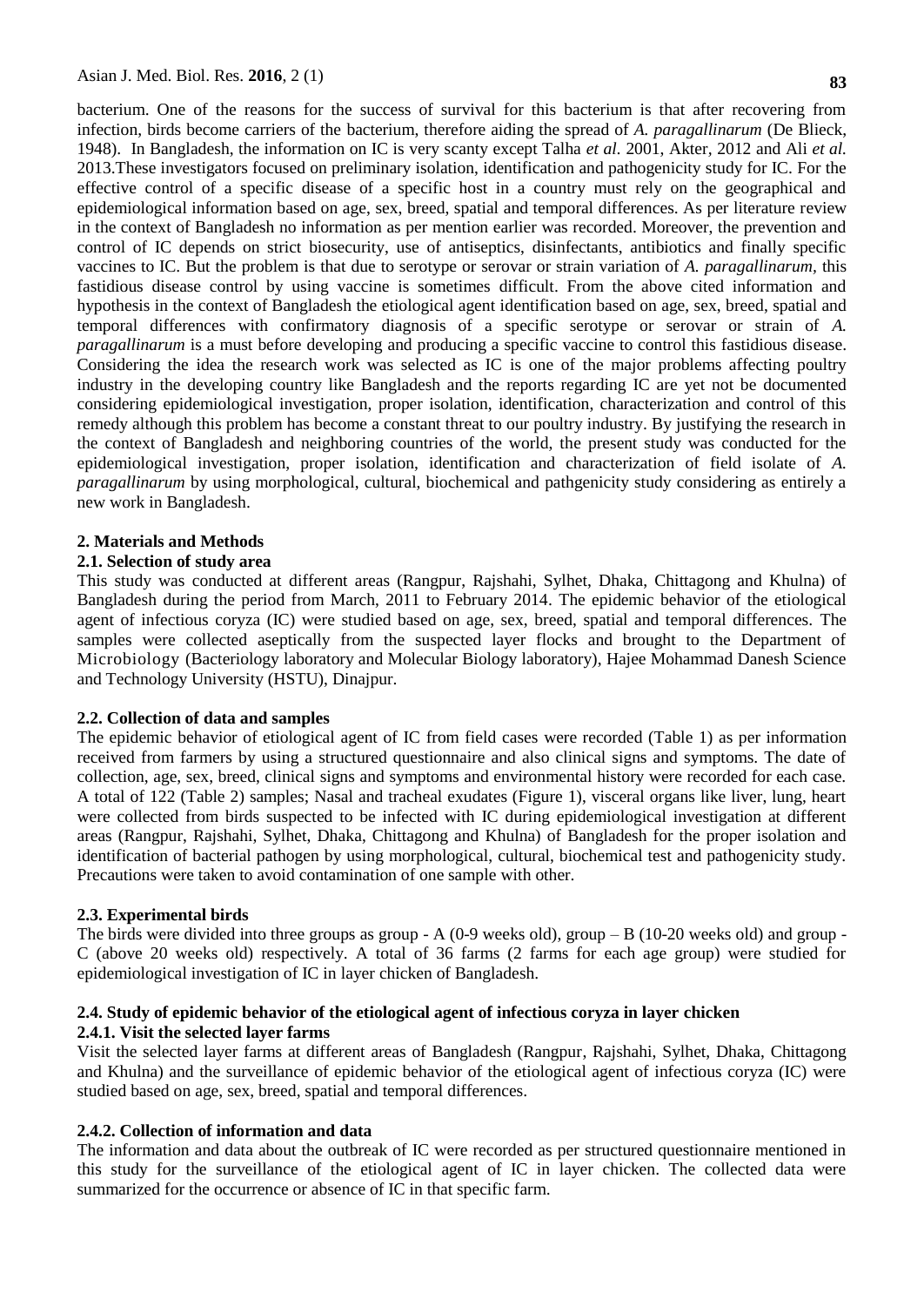bacterium. One of the reasons for the success of survival for this bacterium is that after recovering from infection, birds become carriers of the bacterium, therefore aiding the spread of *A. paragallinarum* (De Blieck, 1948). In Bangladesh, the information on IC is very scanty except Talha *et al.* 2001, Akter, 2012 and Ali *et al.* 2013.These investigators focused on preliminary isolation, identification and pathogenicity study for IC. For the effective control of a specific disease of a specific host in a country must rely on the geographical and epidemiological information based on age, sex, breed, spatial and temporal differences. As per literature review in the context of Bangladesh no information as per mention earlier was recorded. Moreover, the prevention and control of IC depends on strict biosecurity, use of antiseptics, disinfectants, antibiotics and finally specific vaccines to IC. But the problem is that due to serotype or serovar or strain variation of *A. paragallinarum,* this fastidious disease control by using vaccine is sometimes difficult. From the above cited information and hypothesis in the context of Bangladesh the etiological agent identification based on age, sex, breed, spatial and temporal differences with confirmatory diagnosis of a specific serotype or serovar or strain of *A. paragallinarum* is a must before developing and producing a specific vaccine to control this fastidious disease. Considering the idea the research work was selected as IC is one of the major problems affecting poultry industry in the developing country like Bangladesh and the reports regarding IC are yet not be documented considering epidemiological investigation, proper isolation, identification, characterization and control of this remedy although this problem has become a constant threat to our poultry industry. By justifying the research in the context of Bangladesh and neighboring countries of the world, the present study was conducted for the epidemiological investigation, proper isolation, identification and characterization of field isolate of *A. paragallinarum* by using morphological, cultural, biochemical and pathgenicity study considering as entirely a new work in Bangladesh.

## 2. Materials and Methods

### 2.1. Selection of study area

This study was conducted at different areas (Rangpur, Rajshahi, Sylhet, Dhaka, Chittagong and Khulna) of Bangladesh during the period from March, 2011 to February 2014. The epidemic behavior of the etiological agent of infectious coryza (IC) were studied based on age, sex, breed, spatial and temporal differences. The samples were collected aseptically from the suspected layer flocks and brought to the Department of Microbiology (Bacteriology laboratory and Molecular Biology laboratory), Hajee Mohammad Danesh Science and Technology University (HSTU), Dinajpur.

### 2.2. Collection of data and samples

The epidemic behavior of etiological agent of IC from field cases were recorded (Table 1) as per information received from farmers by using a structured questionnaire and also clinical signs and symptoms. The date of collection, age, sex, breed, clinical signs and symptoms and environmental history were recorded for each case. A total of 122 (Table 2) samples; Nasal and tracheal exudates (Figure 1), visceral organs like liver, lung, heart were collected from birds suspected to be infected with IC during epidemiological investigation at different areas (Rangpur, Rajshahi, Sylhet, Dhaka, Chittagong and Khulna) of Bangladesh for the proper isolation and identification of bacterial pathogen by using morphological, cultural, biochemical test and pathogenicity study. Precautions were taken to avoid contamination of one sample with other.

### 2.3. Experimental birds

The birds were divided into three groups as group - A (0-9 weeks old), group – B (10-20 weeks old) and group - C (above 20 weeks old) respectively. A total of 36 farms (2 farms for each age group) were studied for epidemiological investigation of IC in layer chicken of Bangladesh.

### 2.4. Study of epidemic behavior of the etiological agent of infectious coryza in layer chicken

#### 2.4.1. Visit the selected layer farms

Visit the selected layer farms at different areas of Bangladesh (Rangpur, Rajshahi, Sylhet, Dhaka, Chittagong and Khulna) and the surveillance of epidemic behavior of the etiological agent of infectious coryza (IC) were studied based on age, sex, breed, spatial and temporal differences.

#### 2.4.2. Collection of information and data

The information and data about the outbreak of IC were recorded as per structured questionnaire mentioned in this study for the surveillance of the etiological agent of IC in layer chicken. The collected data were summarized for the occurrence or absence of IC in that specific farm.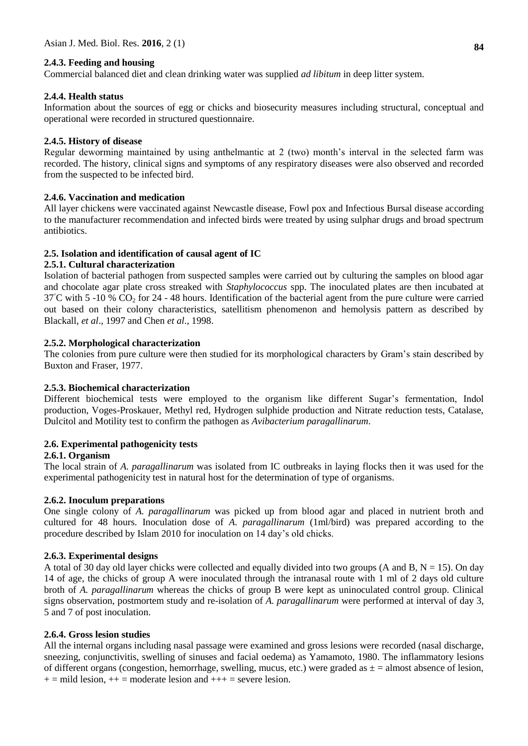### 2.4.3. Feeding and housing

Commercial balanced diet and clean drinking water was supplied *ad libitum* in deep litter system.

### 2.4.4. Health status

Information about the sources of egg or chicks and biosecurity measures including structural, conceptual and operational were recorded in structured questionnaire.

### 2.4.5. History of disease

Regular deworming maintained by using anthelmantic at 2 (two) month's interval in the selected farm was recorded. The history, clinical signs and symptoms of any respiratory diseases were also observed and recorded from the suspected to be infected bird.

### 2.4.6. Vaccination and medication

All layer chickens were vaccinated against Newcastle disease, Fowl pox and Infectious Bursal disease according to the manufacturer recommendation and infected birds were treated by using sulphar drugs and broad spectrum antibiotics.

## 2.5. Isolation and identification of causal agent of IC

### 2.5.1. Cultural characterization

Isolation of bacterial pathogen from suspected samples were carried out by culturing the samples on blood agar and chocolate agar plate cross streaked with *Staphylococcus* spp. The inoculated plates are then incubated at 37°C with 5 -10 % $CO_2$ for 24 - 48 hours. Identification of the bacterial agent from the pure culture were carried out based on their colony characteristics, satellitism phenomenon and hemolysis pattern as described by Blackall, *et al*., 1997 and Chen *et al*., 1998.

### 2.5.2. Morphological characterization

The colonies from pure culture were then studied for its morphological characters by Gram's stain described by Buxton and Fraser, 1977.

### 2.5.3. Biochemical characterization

Different biochemical tests were employed to the organism like different Sugar's fermentation, Indol production, Voges-Proskauer, Methyl red, Hydrogen sulphide production and Nitrate reduction tests, Catalase, Dulcitol and Motility test to confirm the pathogen as *Avibacterium paragallinarum*.

## 2.6. Experimental pathogenicity tests

### 2.6.1. Organism

The local strain of *A. paragallinarum* was isolated from IC outbreaks in laying flocks then it was used for the experimental pathogenicity test in natural host for the determination of type of organisms.

### 2.6.2. Inoculum preparations

One single colony of *A. paragallinarum* was picked up from blood agar and placed in nutrient broth and cultured for 48 hours. Inoculation dose of *A. paragallinarum* (1ml/bird) was prepared according to the procedure described by Islam 2010 for inoculation on 14 day's old chicks.

### 2.6.3. Experimental designs

A total of 30 day old layer chicks were collected and equally divided into two groups (A and B, N = 15). On day 14 of age, the chicks of group A were inoculated through the intranasal route with 1 ml of 2 days old culture broth of *A. paragallinarum* whereas the chicks of group B were kept as uninoculated control group. Clinical signs observation, postmortem study and re-isolation of *A. paragallinarum* were performed at interval of day 3, 5 and 7 of post inoculation.

### 2.6.4. Gross lesion studies

All the internal organs including nasal passage were examined and gross lesions were recorded (nasal discharge, sneezing, conjunctivitis, swelling of sinuses and facial oedema) as Yamamoto, 1980. The inflammatory lesions of different organs (congestion, hemorrhage, swelling, mucus, etc.) were graded as ± = almost absence of lesion, + = mild lesion, ++ = moderate lesion and +++ = severe lesion.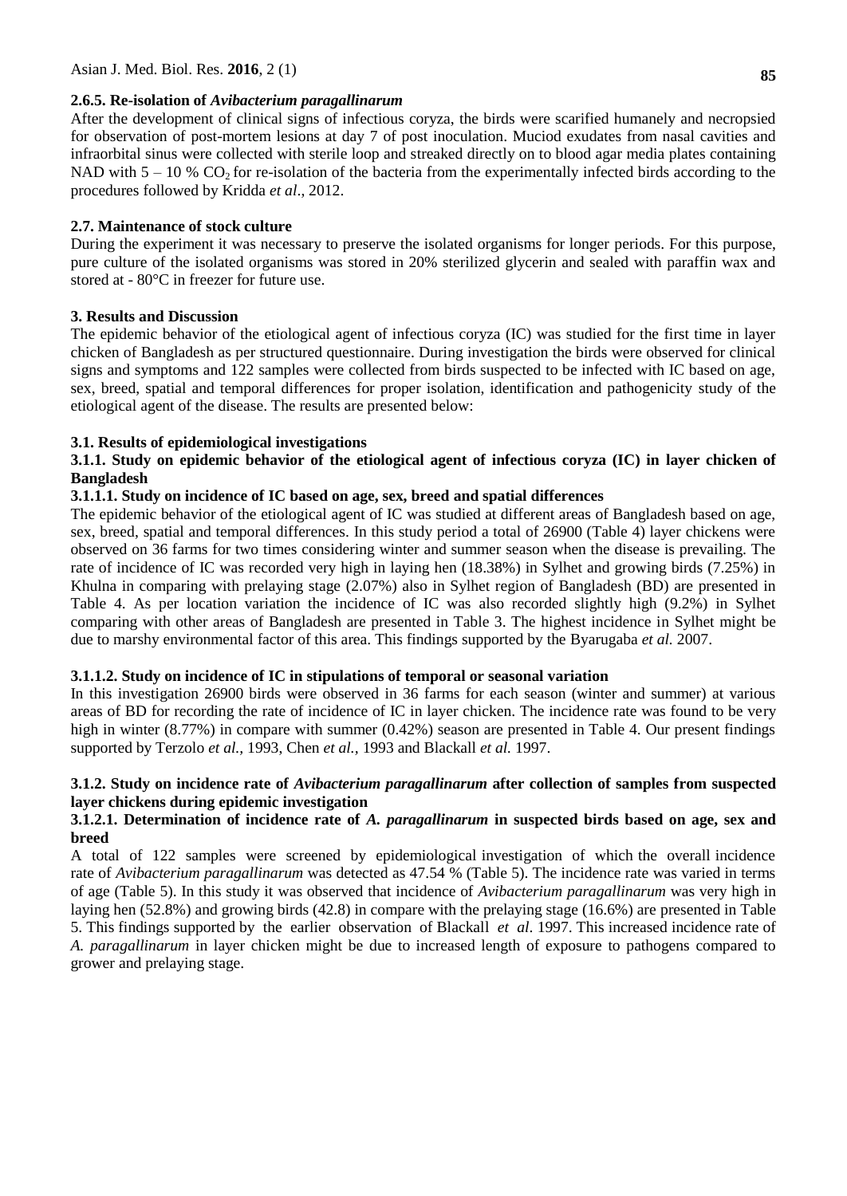#### 2.6.5. Re-isolation of *Avibacterium paragallinarum*

After the development of clinical signs of infectious coryza, the birds were scarified humanely and necropsied for observation of post-mortem lesions at day 7 of post inoculation. Muciod exudates from nasal cavities and infraorbital sinus were collected with sterile loop and streaked directly on to blood agar media plates containing NAD with 5 – 10 % $CO_2$ for re-isolation of the bacteria from the experimentally infected birds according to the procedures followed by Kridda *et al*., 2012.

### 2.7. Maintenance of stock culture

During the experiment it was necessary to preserve the isolated organisms for longer periods. For this purpose, pure culture of the isolated organisms was stored in 20% sterilized glycerin and sealed with paraffin wax and stored at - 80°C in freezer for future use.

## 3. Results and Discussion

The epidemic behavior of the etiological agent of infectious coryza (IC) was studied for the first time in layer chicken of Bangladesh as per structured questionnaire. During investigation the birds were observed for clinical signs and symptoms and 122 samples were collected from birds suspected to be infected with IC based on age, sex, breed, spatial and temporal differences for proper isolation, identification and pathogenicity study of the etiological agent of the disease. The results are presented below:

### 3.1. Results of epidemiological investigations

#### 3.1.1. Study on epidemic behavior of the etiological agent of infectious coryza (IC) in layer chicken of Bangladesh

##### 3.1.1.1. Study on incidence of IC based on age, sex, breed and spatial differences

The epidemic behavior of the etiological agent of IC was studied at different areas of Bangladesh based on age, sex, breed, spatial and temporal differences. In this study period a total of 26900 (Table 4) layer chickens were observed on 36 farms for two times considering winter and summer season when the disease is prevailing. The rate of incidence of IC was recorded very high in laying hen (18.38%) in Sylhet and growing birds (7.25%) in Khulna in comparing with prelaying stage (2.07%) also in Sylhet region of Bangladesh (BD) are presented in Table 4. As per location variation the incidence of IC was also recorded slightly high (9.2%) in Sylhet comparing with other areas of Bangladesh are presented in Table 3. The highest incidence in Sylhet might be due to marshy environmental factor of this area. This findings supported by the Byarugaba *et al.* 2007.

##### 3.1.1.2. Study on incidence of IC in stipulations of temporal or seasonal variation

In this investigation 26900 birds were observed in 36 farms for each season (winter and summer) at various areas of BD for recording the rate of incidence of IC in layer chicken. The incidence rate was found to be very high in winter (8.77%) in compare with summer (0.42%) season are presented in Table 4. Our present findings supported by Terzolo *et al.,* 1993, Chen *et al.,* 1993 and Blackall *et al.* 1997.

#### 3.1.2. Study on incidence rate of *Avibacterium paragallinarum* after collection of samples from suspected layer chickens during epidemic investigation

##### 3.1.2.1. Determination of incidence rate of *A. paragallinarum* in suspected birds based on age, sex and breed

A total of 122 samples were screened by epidemiological investigation of which the overall incidence rate of *Avibacterium paragallinarum* was detected as 47.54 % (Table 5). The incidence rate was varied in terms of age (Table 5). In this study it was observed that incidence of *Avibacterium paragallinarum* was very high in laying hen (52.8%) and growing birds (42.8) in compare with the prelaying stage (16.6%) are presented in Table 5. This findings supported by the earlier observation of Blackall *et al*. 1997. This increased incidence rate of *A. paragallinarum* in layer chicken might be due to increased length of exposure to pathogens compared to grower and prelaying stage.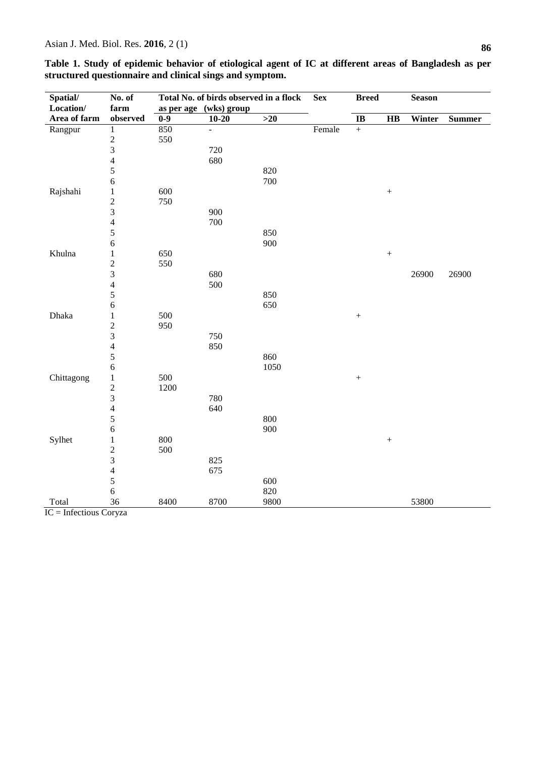**Table 1. Study of epidemic behavior of etiological agent of IC at different areas of Bangladesh as per structured questionnaire and clinical sings and symptom.**

| Spatial/ Location/ Area of farm | No. of farm observed | Total No. of birds observed in a flock as per age (wks) group | | | Sex | Breed | | Season | |
|---|---|---|---|---|---|---|---|---|---|
| | | 0-9 | 10-20 | >20 | | IB | HB | Winter | Summer |
| Rangpur | 1 | 850 | - | | Female | + | | | |
| | 2 | 550 | | | | | | | |
| | 3 | | 720 | | | | | | |
| | 4 | | 680 | | | | | | |
| | 5 | | | 820 | | | | | |
| | 6 | | | 700 | | | | | |
| Rajshahi | 1 | 600 | | | | | + | | |
| | 2 | 750 | | | | | | | |
| | 3 | | 900 | | | | | | |
| | 4 | | 700 | | | | | | |
| | 5 | | | 850 | | | | | |
| | 6 | | | 900 | | | | | |
| Khulna | 1 | 650 | | | | | + | | |
| | 2 | 550 | | | | | | | |
| | 3 | | 680 | | | | | 26900 | 26900 |
| | 4 | | 500 | | | | | | |
| | 5 | | | 850 | | | | | |
| | 6 | | | 650 | | | | | |
| Dhaka | 1 | 500 | | | | + | | | |
| | 2 | 950 | | | | | | | |
| | 3 | | 750 | | | | | | |
| | 4 | | 850 | | | | | | |
| | 5 | | | 860 | | | | | |
| | 6 | | | 1050 | | | | | |
| Chittagong | 1 | 500 | | | | + | | | |
| | 2 | 1200 | | | | | | | |
| | 3 | | 780 | | | | | | |
| | 4 | | 640 | | | | | | |
| | 5 | | | 800 | | | | | |
| | 6 | | | 900 | | | | | |
| Sylhet | 1 | 800 | | | | | + | | |
| | 2 | 500 | | | | | | | |
| | 3 | | 825 | | | | | | |
| | 4 | | 675 | | | | | | |
| | 5 | | | 600 | | | | | |
| | 6 | | | 820 | | | | | |
| Total | 36 | 8400 | 8700 | 9800 | | | | 53800 | |

IC = Infectious Coryza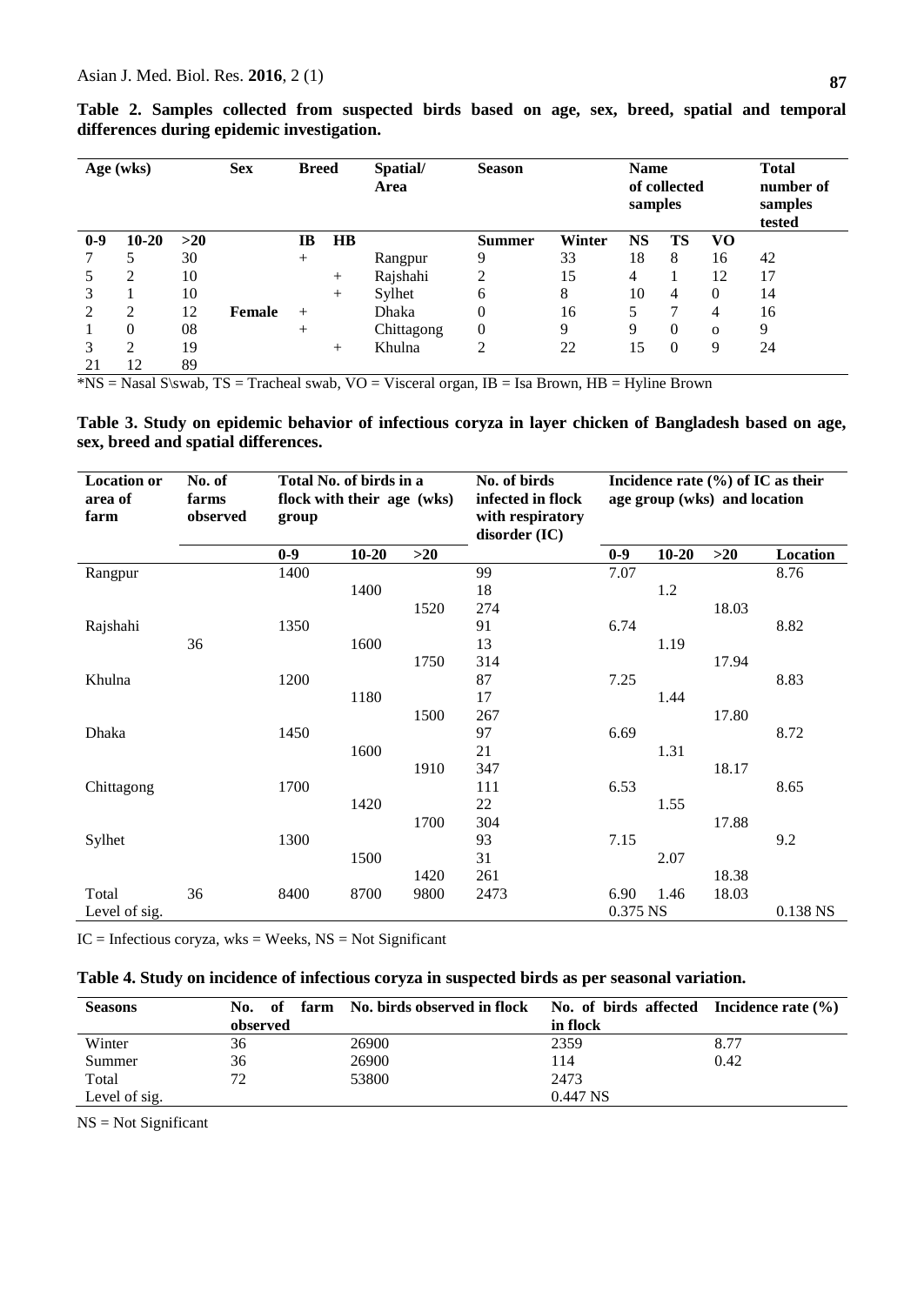**Table 2. Samples collected from suspected birds based on age, sex, breed, spatial and temporal differences during epidemic investigation.**

| Age (wks) | | | Sex | Breed | | Spatial/ Area | Season | | Name of collected samples | | | Total number of samples tested |
|---|---|---|---|---|---|---|---|---|---|---|---|---|
| 0-9 | 10-20 | >20 | | IB | HB | | Summer | Winter | NS | TS | VO | |
| 7 | 5 | 30 | | + | | Rangpur | 9 | 33 | 18 | 8 | 16 | 42 |
| 5 | 2 | 10 | | | + | Rajshahi | 2 | 15 | 4 | 1 | 12 | 17 |
| 3 | 1 | 10 | | | + | Sylhet | 6 | 8 | 10 | 4 | 0 | 14 |
| 2 | 2 | 12 | Female | + | | Dhaka | 0 | 16 | 5 | 7 | 4 | 16 |
| 1 | 0 | 08 | | + | | Chittagong | 0 | 9 | 9 | 0 | o | 9 |
| 3 | 2 | 19 | | | + | Khulna | 2 | 22 | 15 | 0 | 9 | 24 |
| 21 | 12 | 89 | | | | | | | | | | |

*NS = Nasal S\swab, TS = Tracheal swab, VO = Visceral organ, IB = Isa Brown, HB = Hyline Brown

**Table 3. Study on epidemic behavior of infectious coryza in layer chicken of Bangladesh based on age, sex, breed and spatial differences.**

| Location or area of farm | No. of farms observed | Total No. of birds in a flock with their age (wks) group | | | No. of birds infected in flock with respiratory disorder (IC) | Incidence rate (%) of IC as their age group (wks) and location | | | |
|---|---|---|---|---|---|---|---|---|---|
| | | 0-9 | 10-20 | >20 | | 0-9 | 10-20 | >20 | Location |
| Rangpur | | 1400 | | | 99 | 7.07 | | | 8.76 |
| | | | 1400 | | 18 | | 1.2 | | |
| | | | | 1520 | 274 | | | 18.03 | |
| Rajshahi | | 1350 | | | 91 | 6.74 | | | 8.82 |
| | 36 | | 1600 | | 13 | | 1.19 | | |
| | | | | 1750 | 314 | | | 17.94 | |
| Khulna | | 1200 | | | 87 | 7.25 | | | 8.83 |
| | | | 1180 | | 17 | | 1.44 | | |
| | | | | 1500 | 267 | | | 17.80 | |
| Dhaka | | 1450 | | | 97 | 6.69 | | | 8.72 |
| | | | 1600 | | 21 | | 1.31 | | |
| | | | | 1910 | 347 | | | 18.17 | |
| Chittagong | | 1700 | | | 111 | 6.53 | | | 8.65 |
| | | | 1420 | | 22 | | 1.55 | | |
| | | | | 1700 | 304 | | | 17.88 | |
| Sylhet | | 1300 | | | 93 | 7.15 | | | 9.2 |
| | | | 1500 | | 31 | | 2.07 | | |
| | | | | 1420 | 261 | | | 18.38 | |
| Total | 36 | 8400 | 8700 | 9800 | 2473 | 6.90 | 1.46 | 18.03 | |
| Level of sig. | | | | | | 0.375 NS | | | 0.138 NS |

IC = Infectious coryza, wks = Weeks, NS = Not Significant

**Table 4. Study on incidence of infectious coryza in suspected birds as per seasonal variation.**

| Seasons | No. of farm observed | No. birds observed in flock | No. of birds affected in flock | Incidence rate (%) |
|---|---|---|---|---|
| Winter | 36 | 26900 | 2359 | 8.77 |
| Summer | 36 | 26900 | 114 | 0.42 |
| Total | 72 | 53800 | 2473 | |
| Level of sig. | | | 0.447 NS | |

NS = Not Significant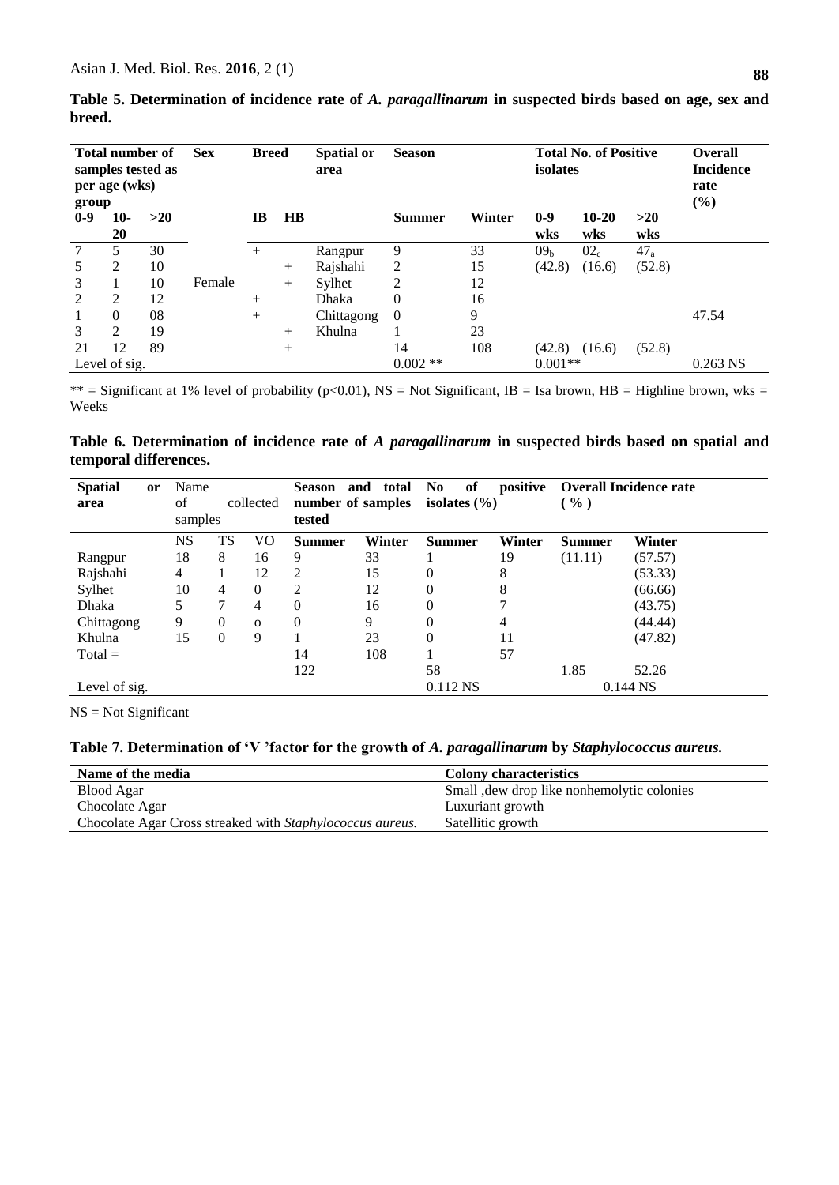**Table 5. Determination of incidence rate of *A. paragallinarum* in suspected birds based on age, sex and breed.**

| Total number of samples tested as per age (wks) group | | | Sex | Breed | | Spatial or area | Season | | Total No. of Positive isolates | | | Overall Incidence rate (%) |
|---|---|---|---|---|---|---|---|---|---|---|---|---|
| 0-9 | 10-20 | >20 | | IB | HB | | Summer | Winter | 0-9 wks | 10-20 wks | >20 wks | |
| 7 | 5 | 30 | | + | | Rangpur | 9 | 33 | $09_b$ | $02_c$ | $47_a$ | |
| 5 | 2 | 10 | | | + | Rajshahi | 2 | 15 | (42.8) | (16.6) | (52.8) | |
| 3 | 1 | 10 | Female | | + | Sylhet | 2 | 12 | | | | |
| 2 | 2 | 12 | | + | | Dhaka | 0 | 16 | | | | |
| 1 | 0 | 08 | | + | | Chittagong | 0 | 9 | | | | 47.54 |
| 3 | 2 | 19 | | | + | Khulna | 1 | 23 | | | | |
| 21 | 12 | 89 | | | + | | 14 | 108 | (42.8) | (16.6) | (52.8) | |
| Level of sig. | | | | | | | 0.002 ** | | 0.001** | | | 0.263 NS |

** = Significant at 1% level of probability ($p<0.01$), NS = Not Significant, IB = Isa brown, HB = Highline brown, wks = Weeks

**Table 6. Determination of incidence rate of *A paragallinarum* in suspected birds based on spatial and temporal differences.**

| Spatial or area | Name of collected samples | | | Season and total number of samples tested | | No of positive isolates (%) | | Overall Incidence rate ( % ) | |
|---|---|---|---|---|---|---|---|---|---|
| | NS | TS | VO | Summer | Winter | Summer | Winter | Summer | Winter |
| Rangpur | 18 | 8 | 16 | 9 | 33 | 1 | 19 | (11.11) | (57.57) |
| Rajshahi | 4 | 1 | 12 | 2 | 15 | 0 | 8 | | (53.33) |
| Sylhet | 10 | 4 | 0 | 2 | 12 | 0 | 8 | | (66.66) |
| Dhaka | 5 | 7 | 4 | 0 | 16 | 0 | 7 | | (43.75) |
| Chittagong | 9 | 0 | o | 0 | 9 | 0 | 4 | | (44.44) |
| Khulna | 15 | 0 | 9 | 1 | 23 | 0 | 11 | | (47.82) |
| Total = | | | | 14 | 108 | 1 | 57 | | |
| | | | | 122 | | 58 | | 1.85 | 52.26 |
| Level of sig. | | | | | | 0.112 NS | | 0.144 NS | |

NS = Not Significant

**Table 7. Determination of 'V 'factor for the growth of *A. paragallinarum* by *Staphylococcus aureus.***

| Name of the media | Colony characteristics |
|---|---|
| Blood Agar | Small ,dew drop like nonhemolytic colonies |
| Chocolate Agar | Luxuriant growth |
| Chocolate Agar Cross streaked with *Staphylococcus aureus.* | Satellitic growth |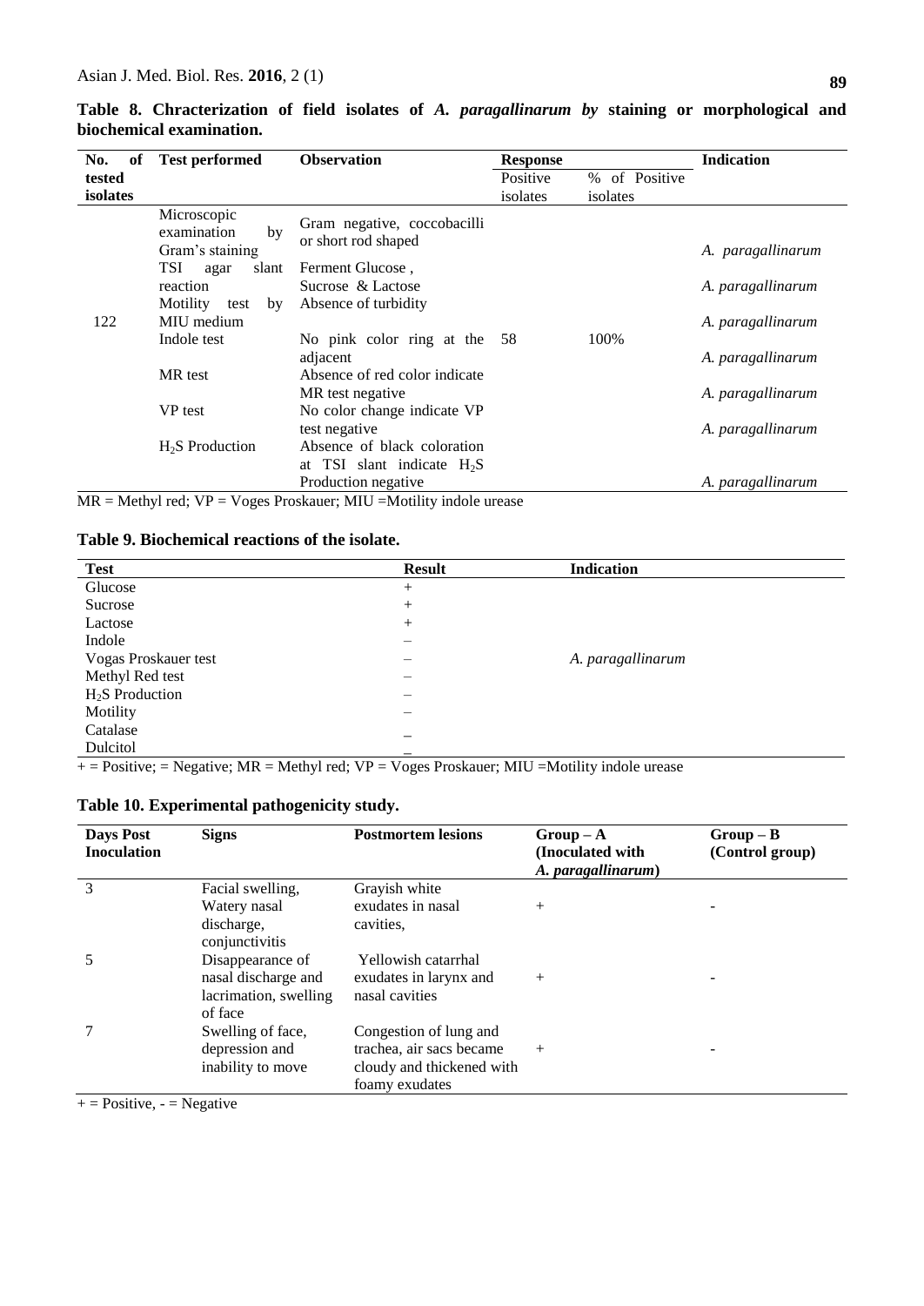**Table 8. Chracterization of field isolates of *A. paragallinarum by* staining or morphological and biochemical examination.**

| No. of tested isolates | Test performed | Observation | Response | | Indication |
|---|---|---|---|---|---|
| | | | Positive isolates | % of Positive isolates | |
| 122 | Microscopic examination by Gram's staining | Gram negative, coccobacilli or short rod shaped | 58 | 100% | *A. paragallinarum* |
| | TSI agar slant reaction | Ferment Glucose , Sucrose & Lactose | | | *A. paragallinarum* |
| | Motility test by MIU medium | Absence of turbidity | | | *A. paragallinarum* |
| | Indole test | No pink color ring at the adjacent | | | *A. paragallinarum* |
| | MR test | Absence of red color indicate MR test negative | | | *A. paragallinarum* |
| | VP test | No color change indicate VP test negative | | | *A. paragallinarum* |
| | $H_2S$ Production | Absence of black coloration at TSI slant indicate $H_2S$ Production negative | | | *A. paragallinarum* |

MR = Methyl red; VP = Voges Proskauer; MIU =Motility indole urease

**Table 9. Biochemical reactions of the isolate.**

| Test | Result | Indication |
|---|---|---|
| Glucose | + | *A. paragallinarum* |
| Sucrose | + | |
| Lactose | + | |
| Indole | – | |
| Vogas Proskauer test | – | |
| Methyl Red test | – | |
| $H_2S$ Production | – | |
| Motility | – | |
| Catalase | – | |
| Dulcitol | – | |

+ = Positive; = Negative; MR = Methyl red; VP = Voges Proskauer; MIU =Motility indole urease

**Table 10. Experimental pathogenicity study.**

| Days Post Inoculation | Signs | Postmortem lesions | Group – A (Inoculated with *A. paragallinarum*) | Group – B (Control group) |
|---|---|---|---|---|
| 3 | Facial swelling, Watery nasal discharge, conjunctivitis | Grayish white exudates in nasal cavities, | + | - |
| 5 | Disappearance of nasal discharge and lacrimation, swelling of face | Yellowish catarrhal exudates in larynx and nasal cavities | + | - |
| 7 | Swelling of face, depression and inability to move | Congestion of lung and trachea, air sacs became cloudy and thickened with foamy exudates | + | - |

+ = Positive, - = Negative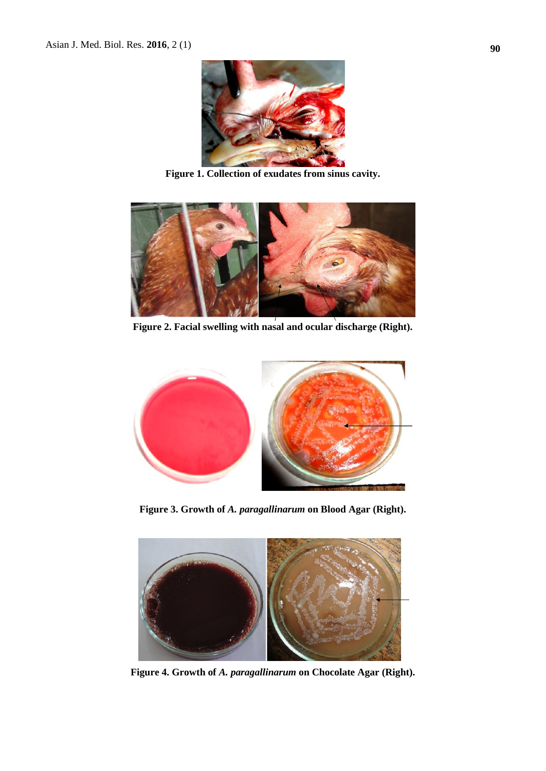Figure 1. Collection of exudates from sinus cavity.

Figure 2. Facial swelling with nasal and ocular discharge (Right).

Figure 3. Growth of *A. paragallinarum* on Blood Agar (Right).

Figure 4. Growth of *A. paragallinarum* on Chocolate Agar (Right).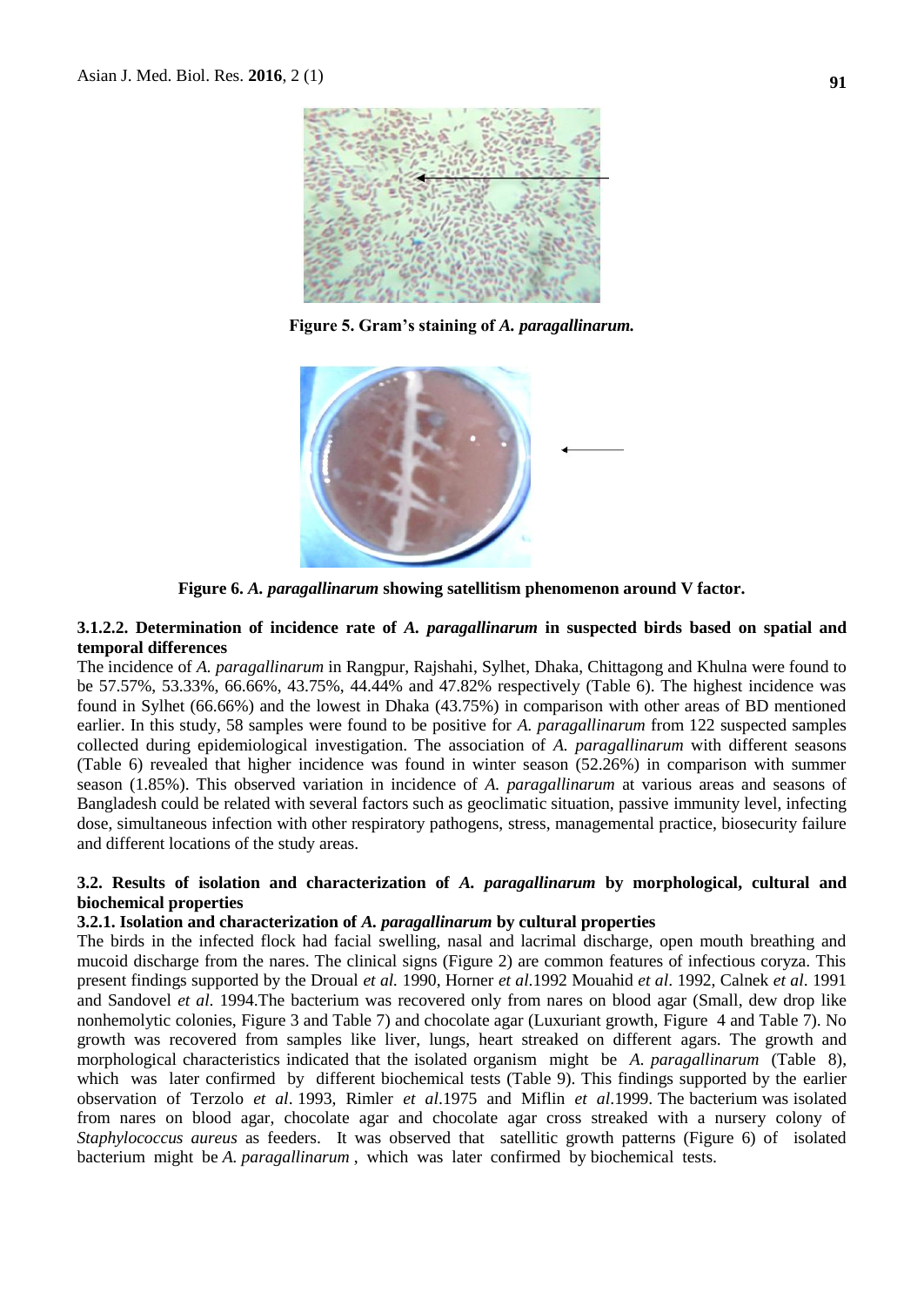**Figure 5. Gram's staining of *A. paragallinarum.***

**Figure 6. *A. paragallinarum* showing satellitism phenomenon around V factor.**

#### 3.1.2.2. Determination of incidence rate of *A. paragallinarum* in suspected birds based on spatial and temporal differences

The incidence of *A. paragallinarum* in Rangpur, Rajshahi, Sylhet, Dhaka, Chittagong and Khulna were found to be 57.57%, 53.33%, 66.66%, 43.75%, 44.44% and 47.82% respectively (Table 6). The highest incidence was found in Sylhet (66.66%) and the lowest in Dhaka (43.75%) in comparison with other areas of BD mentioned earlier. In this study, 58 samples were found to be positive for *A. paragallinarum* from 122 suspected samples collected during epidemiological investigation. The association of *A. paragallinarum* with different seasons (Table 6) revealed that higher incidence was found in winter season (52.26%) in comparison with summer season (1.85%). This observed variation in incidence of *A. paragallinarum* at various areas and seasons of Bangladesh could be related with several factors such as geoclimatic situation, passive immunity level, infecting dose, simultaneous infection with other respiratory pathogens, stress, managemental practice, biosecurity failure and different locations of the study areas.

### 3.2. Results of isolation and characterization of *A. paragallinarum* by morphological, cultural and biochemical properties

#### 3.2.1. Isolation and characterization of *A. paragallinarum* by cultural properties

The birds in the infected flock had facial swelling, nasal and lacrimal discharge, open mouth breathing and mucoid discharge from the nares. The clinical signs (Figure 2) are common features of infectious coryza. This present findings supported by the Droual *et al.* 1990, Horner *et al*.1992 Mouahid *et al*. 1992, Calnek *et al*. 1991 and Sandovel *et al*. 1994.The bacterium was recovered only from nares on blood agar (Small, dew drop like nonhemolytic colonies, Figure 3 and Table 7) and chocolate agar (Luxuriant growth, Figure 4 and Table 7). No growth was recovered from samples like liver, lungs, heart streaked on different agars. The growth and morphological characteristics indicated that the isolated organism might be *A. paragallinarum* (Table 8), which was later confirmed by different biochemical tests (Table 9). This findings supported by the earlier observation of Terzolo *et al*. 1993, Rimler *et al*.1975 and Miflin *et al*.1999. The bacterium was isolated from nares on blood agar, chocolate agar and chocolate agar cross streaked with a nursery colony of *Staphylococcus aureus* as feeders. It was observed that satellitic growth patterns (Figure 6) of isolated bacterium might be *A. paragallinarum* , which was later confirmed by biochemical tests.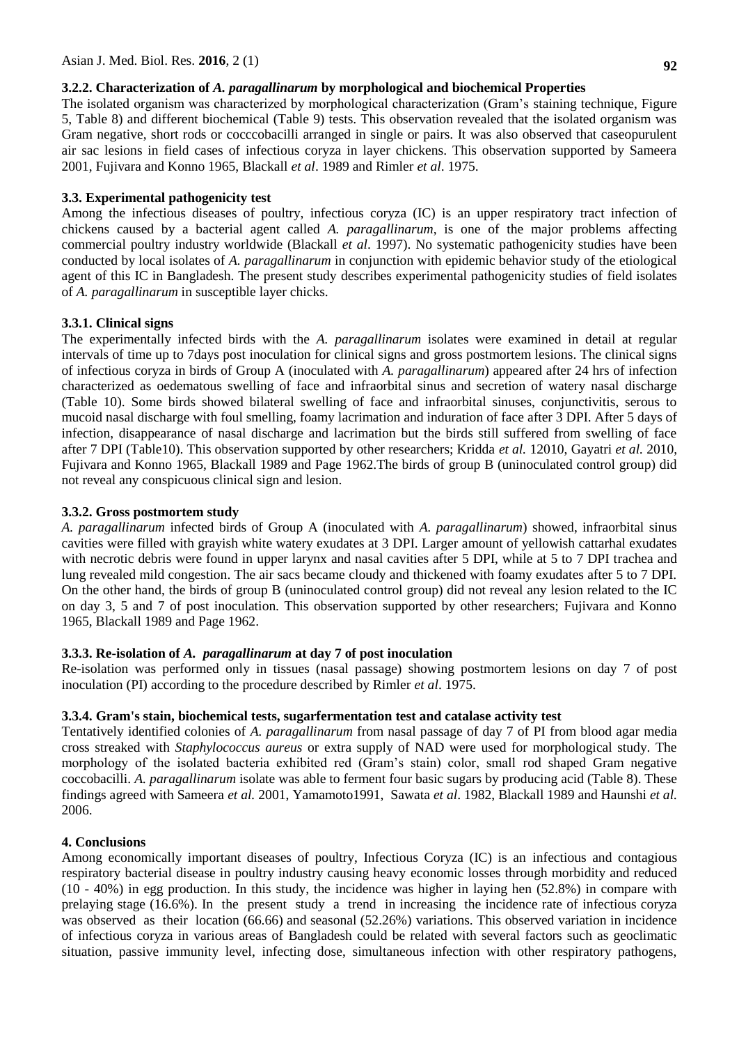### 3.2.2. Characterization of *A. paragallinarum* by morphological and biochemical Properties

The isolated organism was characterized by morphological characterization (Gram's staining technique, Figure 5, Table 8) and different biochemical (Table 9) tests. This observation revealed that the isolated organism was Gram negative, short rods or cocccobacilli arranged in single or pairs. It was also observed that caseopurulent air sac lesions in field cases of infectious coryza in layer chickens. This observation supported by Sameera 2001, Fujivara and Konno 1965, Blackall *et al*. 1989 and Rimler *et al*. 1975.

### 3.3. Experimental pathogenicity test

Among the infectious diseases of poultry, infectious coryza (IC) is an upper respiratory tract infection of chickens caused by a bacterial agent called *A. paragallinarum*, is one of the major problems affecting commercial poultry industry worldwide (Blackall *et al*. 1997). No systematic pathogenicity studies have been conducted by local isolates of *A. paragallinarum* in conjunction with epidemic behavior study of the etiological agent of this IC in Bangladesh. The present study describes experimental pathogenicity studies of field isolates of *A. paragallinarum* in susceptible layer chicks.

### 3.3.1. Clinical signs

The experimentally infected birds with the *A. paragallinarum* isolates were examined in detail at regular intervals of time up to 7days post inoculation for clinical signs and gross postmortem lesions. The clinical signs of infectious coryza in birds of Group A (inoculated with *A. paragallinarum*) appeared after 24 hrs of infection characterized as oedematous swelling of face and infraorbital sinus and secretion of watery nasal discharge (Table 10). Some birds showed bilateral swelling of face and infraorbital sinuses, conjunctivitis, serous to mucoid nasal discharge with foul smelling, foamy lacrimation and induration of face after 3 DPI. After 5 days of infection, disappearance of nasal discharge and lacrimation but the birds still suffered from swelling of face after 7 DPI (Table10). This observation supported by other researchers; Kridda *et al.* 12010, Gayatri *et al.* 2010, Fujivara and Konno 1965, Blackall 1989 and Page 1962.The birds of group B (uninoculated control group) did not reveal any conspicuous clinical sign and lesion.

### 3.3.2. Gross postmortem study

*A. paragallinarum* infected birds of Group A (inoculated with *A. paragallinarum*) showed, infraorbital sinus cavities were filled with grayish white watery exudates at 3 DPI. Larger amount of yellowish cattarhal exudates with necrotic debris were found in upper larynx and nasal cavities after 5 DPI, while at 5 to 7 DPI trachea and lung revealed mild congestion. The air sacs became cloudy and thickened with foamy exudates after 5 to 7 DPI. On the other hand, the birds of group B (uninoculated control group) did not reveal any lesion related to the IC on day 3, 5 and 7 of post inoculation. This observation supported by other researchers; Fujivara and Konno 1965, Blackall 1989 and Page 1962.

### 3.3.3. Re-isolation of *A. paragallinarum* at day 7 of post inoculation

Re-isolation was performed only in tissues (nasal passage) showing postmortem lesions on day 7 of post inoculation (PI) according to the procedure described by Rimler *et al*. 1975.

### 3.3.4. Gram's stain, biochemical tests, sugarfermentation test and catalase activity test

Tentatively identified colonies of *A. paragallinarum* from nasal passage of day 7 of PI from blood agar media cross streaked with *Staphylococcus aureus* or extra supply of NAD were used for morphological study. The morphology of the isolated bacteria exhibited red (Gram's stain) color, small rod shaped Gram negative coccobacilli. *A. paragallinarum* isolate was able to ferment four basic sugars by producing acid (Table 8). These findings agreed with Sameera *et al.* 2001, Yamamoto1991, Sawata *et al*. 1982, Blackall 1989 and Haunshi *et al.* 2006.

## 4. Conclusions

Among economically important diseases of poultry, Infectious Coryza (IC) is an infectious and contagious respiratory bacterial disease in poultry industry causing heavy economic losses through morbidity and reduced (10 - 40%) in egg production. In this study, the incidence was higher in laying hen (52.8%) in compare with prelaying stage (16.6%). In the present study a trend in increasing the incidence rate of infectious coryza was observed as their location (66.66) and seasonal (52.26%) variations. This observed variation in incidence of infectious coryza in various areas of Bangladesh could be related with several factors such as geoclimatic situation, passive immunity level, infecting dose, simultaneous infection with other respiratory pathogens,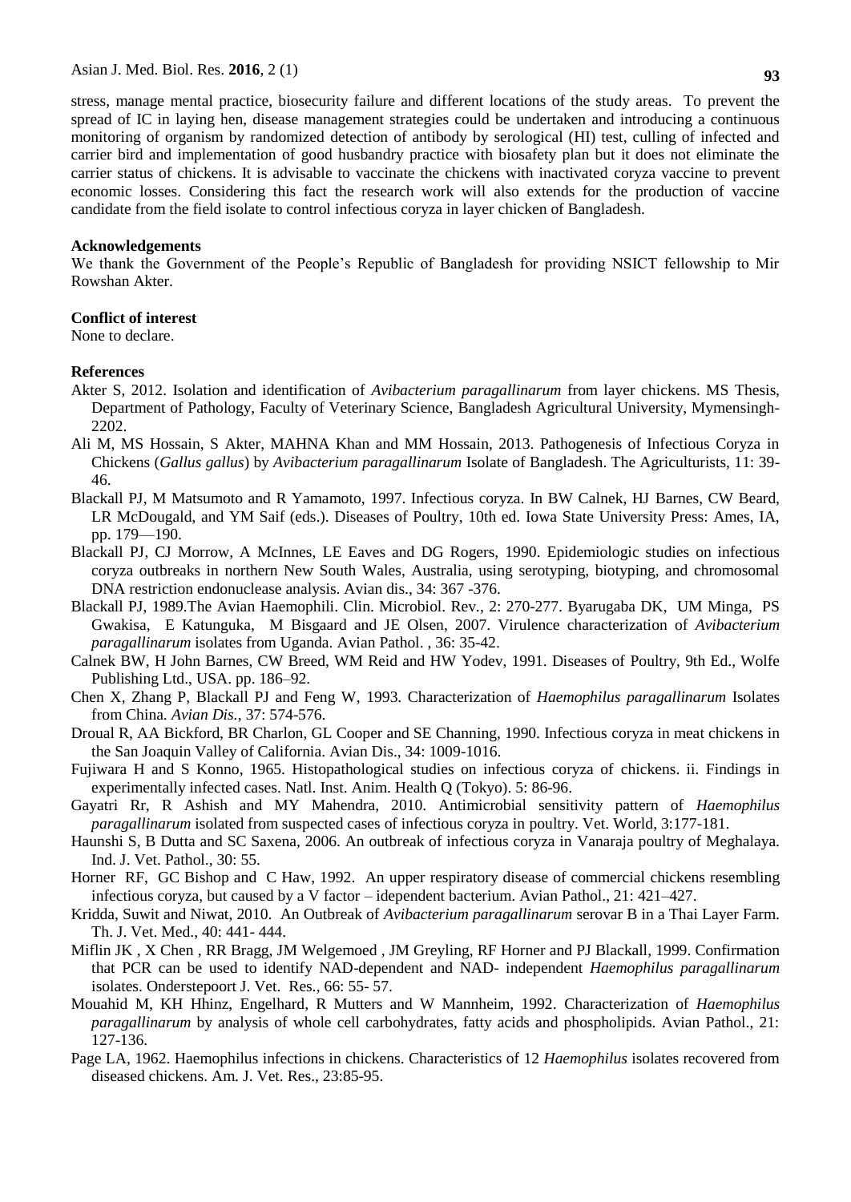stress, manage mental practice, biosecurity failure and different locations of the study areas. To prevent the spread of IC in laying hen, disease management strategies could be undertaken and introducing a continuous monitoring of organism by randomized detection of antibody by serological (HI) test, culling of infected and carrier bird and implementation of good husbandry practice with biosafety plan but it does not eliminate the carrier status of chickens. It is advisable to vaccinate the chickens with inactivated coryza vaccine to prevent economic losses. Considering this fact the research work will also extends for the production of vaccine candidate from the field isolate to control infectious coryza in layer chicken of Bangladesh.

**Acknowledgements**

We thank the Government of the People's Republic of Bangladesh for providing NSICT fellowship to Mir Rowshan Akter.

**Conflict of interest**

None to declare.

**References**

- Akter S, 2012. Isolation and identification of *Avibacterium paragallinarum* from layer chickens. MS Thesis, Department of Pathology, Faculty of Veterinary Science, Bangladesh Agricultural University, Mymensingh-2202.
- Ali M, MS Hossain, S Akter, MAHNA Khan and MM Hossain, 2013. Pathogenesis of Infectious Coryza in Chickens (*Gallus gallus*) by *Avibacterium paragallinarum* Isolate of Bangladesh. The Agriculturists, 11: 39-46.
- Blackall PJ, M Matsumoto and R Yamamoto, 1997. Infectious coryza. In BW Calnek, HJ Barnes, CW Beard, LR McDougald, and YM Saif (eds.). Diseases of Poultry, 10th ed. Iowa State University Press: Ames, IA, pp. 179—190.
- Blackall PJ, CJ Morrow, A McInnes, LE Eaves and DG Rogers, 1990. Epidemiologic studies on infectious coryza outbreaks in northern New South Wales, Australia, using serotyping, biotyping, and chromosomal DNA restriction endonuclease analysis. Avian dis., 34: 367 -376.
- Blackall PJ, 1989.The Avian Haemophili. Clin. Microbiol. Rev., 2: 270-277. Byarugaba DK, UM Minga, PS Gwakisa, E Katunguka, M Bisgaard and JE Olsen, 2007. Virulence characterization of *Avibacterium paragallinarum* isolates from Uganda. Avian Pathol. , 36: 35-42.
- Calnek BW, H John Barnes, CW Breed, WM Reid and HW Yodev, 1991. Diseases of Poultry, 9th Ed., Wolfe Publishing Ltd., USA. pp. 186–92.
- Chen X, Zhang P, Blackall PJ and Feng W, 1993. Characterization of *Haemophilus paragallinarum* Isolates from China. *Avian Dis.,* 37: 574-576.
- Droual R, AA Bickford, BR Charlon, GL Cooper and SE Channing, 1990. Infectious coryza in meat chickens in the San Joaquin Valley of California. Avian Dis., 34: 1009-1016.
- Fujiwara H and S Konno, 1965. Histopathological studies on infectious coryza of chickens. ii. Findings in experimentally infected cases. Natl. Inst. Anim. Health Q (Tokyo). 5: 86-96.
- Gayatri Rr, R Ashish and MY Mahendra, 2010. Antimicrobial sensitivity pattern of *Haemophilus paragallinarum* isolated from suspected cases of infectious coryza in poultry. Vet. World, 3:177-181.
- Haunshi S, B Dutta and SC Saxena, 2006. An outbreak of infectious coryza in Vanaraja poultry of Meghalaya. Ind. J. Vet. Pathol., 30: 55.
- Horner RF, GC Bishop and C Haw, 1992. An upper respiratory disease of commercial chickens resembling infectious coryza, but caused by a V factor – idependent bacterium. Avian Pathol., 21: 421–427.
- Kridda, Suwit and Niwat, 2010. An Outbreak of *Avibacterium paragallinarum* serovar B in a Thai Layer Farm. Th. J. Vet. Med., 40: 441- 444.
- Miflin JK , X Chen , RR Bragg, JM Welgemoed , JM Greyling, RF Horner and PJ Blackall, 1999. Confirmation that PCR can be used to identify NAD-dependent and NAD- independent *Haemophilus paragallinarum* isolates. Onderstepoort J. Vet. Res., 66: 55- 57.
- Mouahid M, KH Hhinz, Engelhard, R Mutters and W Mannheim, 1992. Characterization of *Haemophilus paragallinarum* by analysis of whole cell carbohydrates, fatty acids and phospholipids. Avian Pathol., 21: 127-136.
- Page LA, 1962. Haemophilus infections in chickens. Characteristics of 12 *Haemophilus* isolates recovered from diseased chickens. Am. J. Vet. Res., 23:85-95.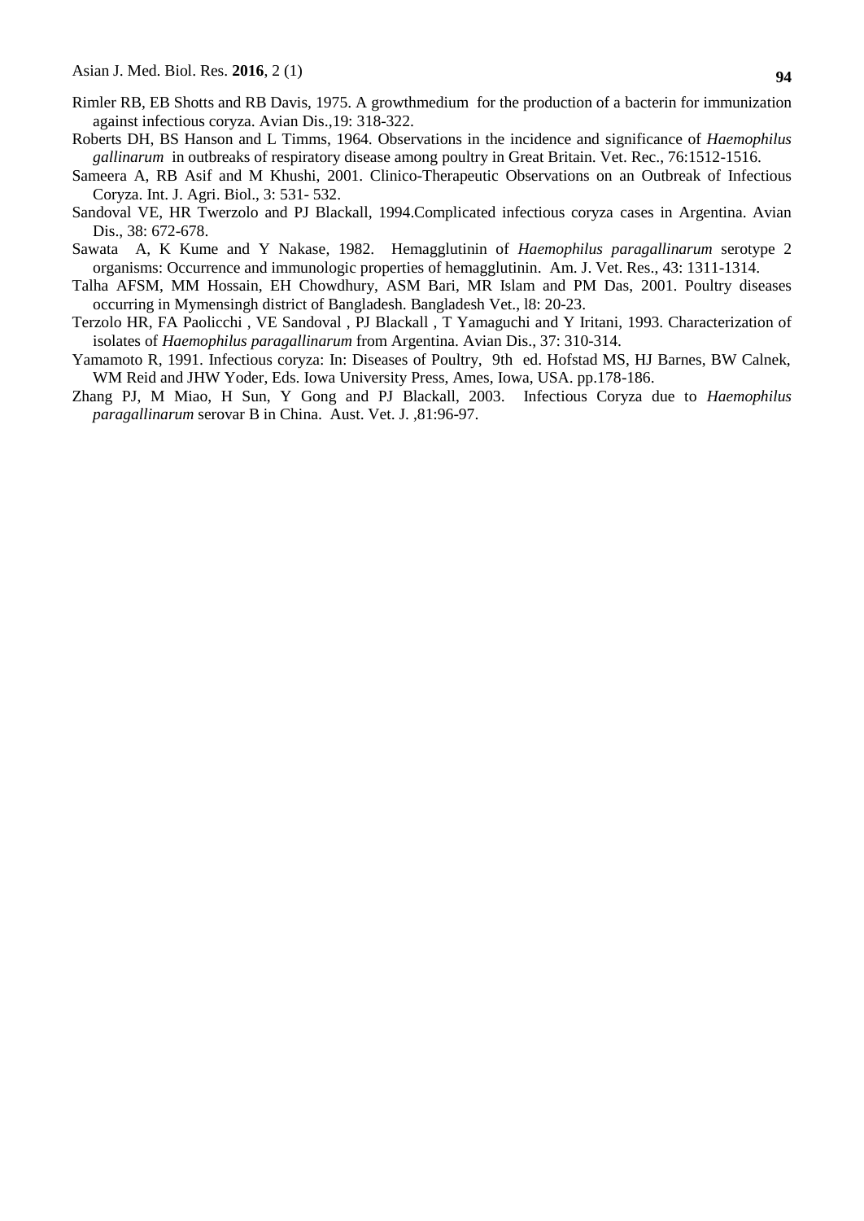Rimler RB, EB Shotts and RB Davis, 1975. A growthmedium for the production of a bacterin for immunization against infectious coryza. Avian Dis.,19: 318-322.

Roberts DH, BS Hanson and L Timms, 1964. Observations in the incidence and significance of *Haemophilus gallinarum* in outbreaks of respiratory disease among poultry in Great Britain. Vet. Rec., 76:1512-1516.

Sameera A, RB Asif and M Khushi, 2001. Clinico-Therapeutic Observations on an Outbreak of Infectious Coryza. Int. J. Agri. Biol., 3: 531- 532.

Sandoval VE, HR Twerzolo and PJ Blackall, 1994.Complicated infectious coryza cases in Argentina. Avian Dis., 38: 672-678.

Sawata A, K Kume and Y Nakase, 1982. Hemagglutinin of *Haemophilus paragallinarum* serotype 2 organisms: Occurrence and immunologic properties of hemagglutinin. Am. J. Vet. Res., 43: 1311-1314.

Talha AFSM, MM Hossain, EH Chowdhury, ASM Bari, MR Islam and PM Das, 2001. Poultry diseases occurring in Mymensingh district of Bangladesh. Bangladesh Vet., l8: 20-23.

Terzolo HR, FA Paolicchi , VE Sandoval , PJ Blackall , T Yamaguchi and Y Iritani, 1993. Characterization of isolates of *Haemophilus paragallinarum* from Argentina. Avian Dis., 37: 310-314.

Yamamoto R, 1991. Infectious coryza: In: Diseases of Poultry, 9th ed. Hofstad MS, HJ Barnes, BW Calnek, WM Reid and JHW Yoder, Eds. Iowa University Press, Ames, Iowa, USA. pp.178-186.

Zhang PJ, M Miao, H Sun, Y Gong and PJ Blackall, 2003. Infectious Coryza due to *Haemophilus paragallinarum* serovar B in China. Aust. Vet. J. ,81:96-97.